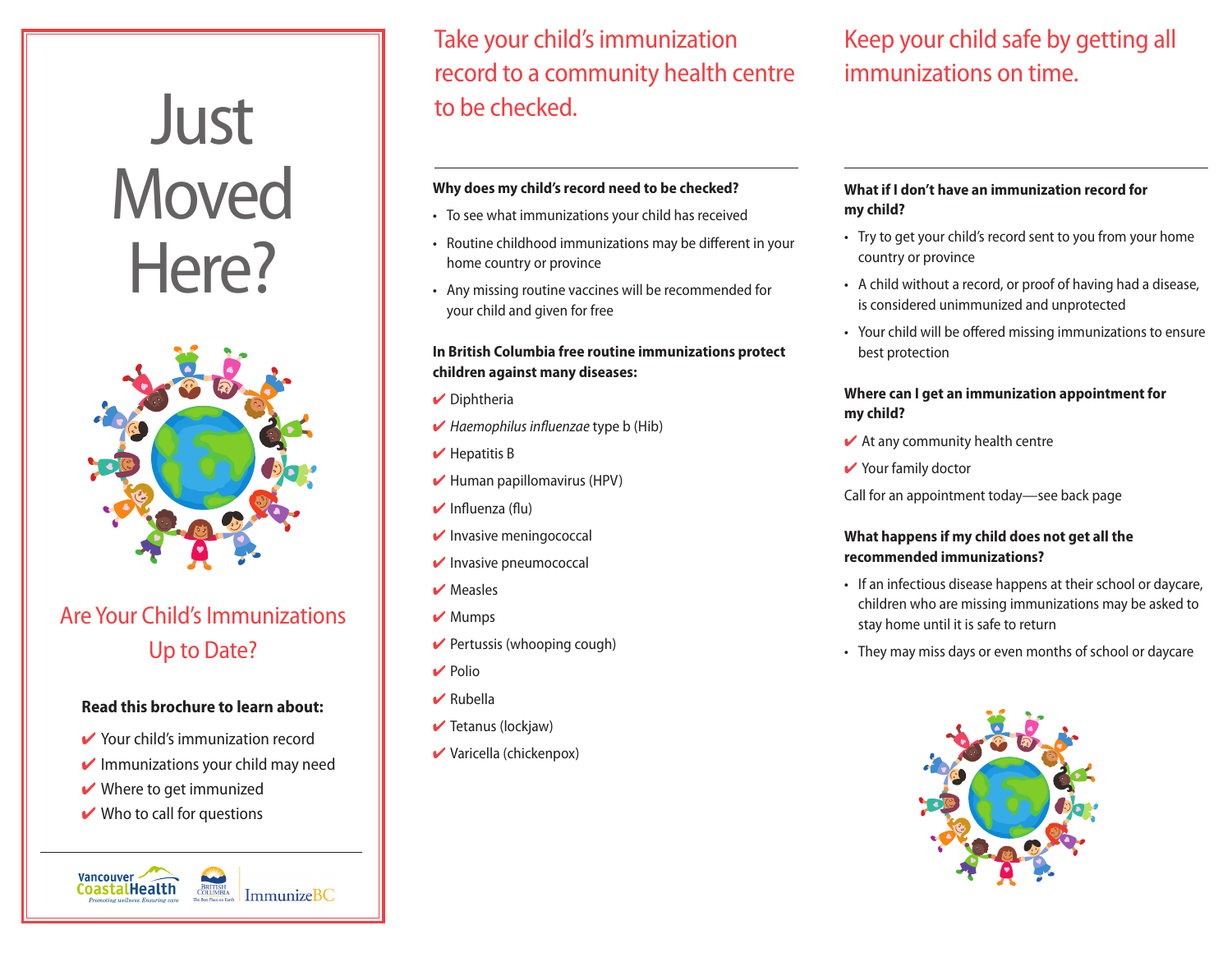# Just Moved Here?

## Are Your Child's Immunizations Up to Date?

**Read this brochure to learn about:**

- ✔ Your child's immunization record
- ✔ Immunizations your child may need
- ✔ Where to get immunized
- ✔ Who to call for questions

Vancouver CoastalHealth — Promoting wellness. Ensuring care.
British Columbia — The Best Place on Earth
ImmunizeBC

## Take your child's immunization record to a community health centre to be checked.

**Why does my child's record need to be checked?**

- To see what immunizations your child has received
- Routine childhood immunizations may be different in your home country or province
- Any missing routine vaccines will be recommended for your child and given for free

**In British Columbia free routine immunizations protect children against many diseases:**

- ✔ Diphtheria
- ✔ *Haemophilus influenzae* type b (Hib)
- ✔ Hepatitis B
- ✔ Human papillomavirus (HPV)
- ✔ Influenza (flu)
- ✔ Invasive meningococcal
- ✔ Invasive pneumococcal
- ✔ Measles
- ✔ Mumps
- ✔ Pertussis (whooping cough)
- ✔ Polio
- ✔ Rubella
- ✔ Tetanus (lockjaw)
- ✔ Varicella (chickenpox)

## Keep your child safe by getting all immunizations on time.

**What if I don't have an immunization record for my child?**

- Try to get your child's record sent to you from your home country or province
- A child without a record, or proof of having had a disease, is considered unimmunized and unprotected
- Your child will be offered missing immunizations to ensure best protection

**Where can I get an immunization appointment for my child?**

- ✔ At any community health centre
- ✔ Your family doctor

Call for an appointment today—see back page

**What happens if my child does not get all the recommended immunizations?**

- If an infectious disease happens at their school or daycare, children who are missing immunizations may be asked to stay home until it is safe to return
- They may miss days or even months of school or daycare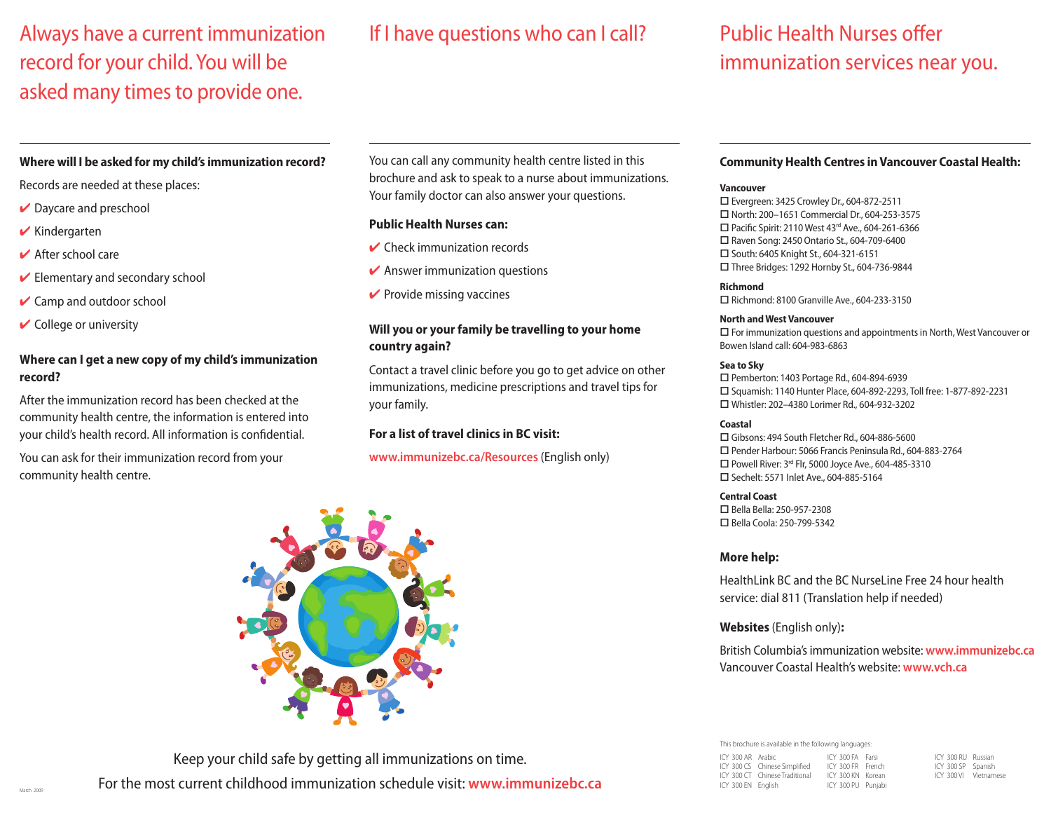# Always have a current immunization record for your child. You will be asked many times to provide one.

**Where will I be asked for my child's immunization record?**

Records are needed at these places:

- ✔ Daycare and preschool
- ✔ Kindergarten
- ✔ After school care
- ✔ Elementary and secondary school
- ✔ Camp and outdoor school
- ✔ College or university

**Where can I get a new copy of my child's immunization record?**

After the immunization record has been checked at the community health centre, the information is entered into your child's health record. All information is confidential.

You can ask for their immunization record from your community health centre.

# If I have questions who can I call?

You can call any community health centre listed in this brochure and ask to speak to a nurse about immunizations. Your family doctor can also answer your questions.

**Public Health Nurses can:**

- ✔ Check immunization records
- ✔ Answer immunization questions
- ✔ Provide missing vaccines

**Will you or your family be travelling to your home country again?**

Contact a travel clinic before you go to get advice on other immunizations, medicine prescriptions and travel tips for your family.

**For a list of travel clinics in BC visit:**

www.immunizebc.ca/Resources (English only)

Keep your child safe by getting all immunizations on time.

For the most current childhood immunization schedule visit: www.immunizebc.ca

# Public Health Nurses offer immunization services near you.

**Community Health Centres in Vancouver Coastal Health:**

**Vancouver**

- ☐ Evergreen: 3425 Crowley Dr., 604-872-2511
- ☐ North: 200–1651 Commercial Dr., 604-253-3575
- ☐ Pacific Spirit: 2110 West 43rd Ave., 604-261-6366
- ☐ Raven Song: 2450 Ontario St., 604-709-6400
- ☐ South: 6405 Knight St., 604-321-6151
- ☐ Three Bridges: 1292 Hornby St., 604-736-9844

**Richmond**

- ☐ Richmond: 8100 Granville Ave., 604-233-3150

**North and West Vancouver**

- ☐ For immunization questions and appointments in North, West Vancouver or Bowen Island call: 604-983-6863

**Sea to Sky**

- ☐ Pemberton: 1403 Portage Rd., 604-894-6939
- ☐ Squamish: 1140 Hunter Place, 604-892-2293, Toll free: 1-877-892-2231
- ☐ Whistler: 202–4380 Lorimer Rd., 604-932-3202

**Coastal**

- ☐ Gibsons: 494 South Fletcher Rd., 604-886-5600
- ☐ Pender Harbour: 5066 Francis Peninsula Rd., 604-883-2764
- ☐ Powell River: 3rd Flr, 5000 Joyce Ave., 604-485-3310
- ☐ Sechelt: 5571 Inlet Ave., 604-885-5164

**Central Coast**

- ☐ Bella Bella: 250-957-2308
- ☐ Bella Coola: 250-799-5342

**More help:**

HealthLink BC and the BC NurseLine Free 24 hour health service: dial 811 (Translation help if needed)

**Websites** (English only)**:**

British Columbia's immunization website: www.immunizebc.ca
Vancouver Coastal Health's website: www.vch.ca

This brochure is available in the following languages:

| | | | | | |
|---|---|---|---|---|---|
| ICY 300 AR | Arabic | ICY 300 FA | Farsi | ICY 300 RU | Russian |
| ICY 300 CS | Chinese Simplified | ICY 300 FR | French | ICY 300 SP | Spanish |
| ICY 300 CT | Chinese Traditional | ICY 300 KN | Korean | ICY 300 VI | Vietnamese |
| ICY 300 EN | English | ICY 300 PU | Punjabi | | |

March 2009